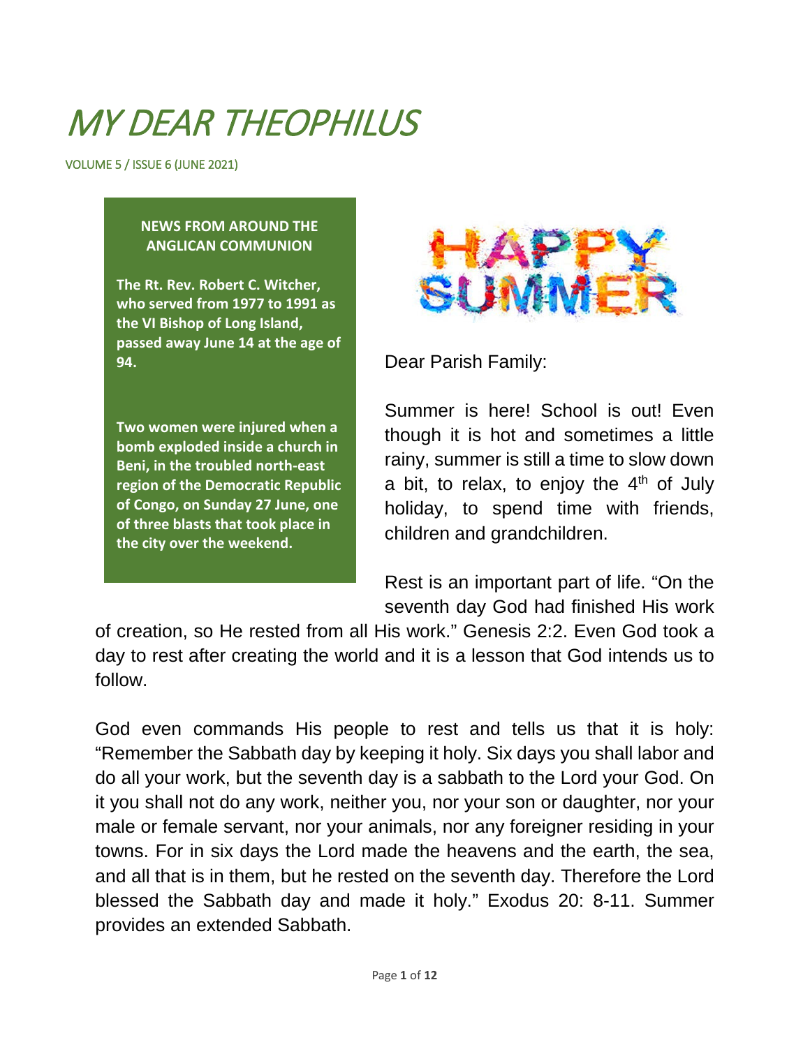# MY DEAR THEOPHILUS

VOLUME 5 / ISSUE 6 (JUNE 2021)

**NEWS FROM AROUND THE ANGLICAN COMMUNION**

**The Rt. Rev. Robert C. Witcher, who served from 1977 to 1991 as the VI Bishop of Long Island, passed away June 14 at the age of 94.**

**Two women were injured when a bomb exploded inside a church in Beni, in the troubled north-east region of the Democratic Republic of Congo, on Sunday 27 June, one of three blasts that took place in the city over the weekend.**

HAPPY SUMMER

Dear Parish Family:

Summer is here! School is out! Even though it is hot and sometimes a little rainy, summer is still a time to slow down a bit, to relax, to enjoy the 4th of July holiday, to spend time with friends, children and grandchildren.

Rest is an important part of life. "On the seventh day God had finished His work of creation, so He rested from all His work." Genesis 2:2. Even God took a day to rest after creating the world and it is a lesson that God intends us to follow.

God even commands His people to rest and tells us that it is holy: "Remember the Sabbath day by keeping it holy. Six days you shall labor and do all your work, but the seventh day is a sabbath to the Lord your God. On it you shall not do any work, neither you, nor your son or daughter, nor your male or female servant, nor your animals, nor any foreigner residing in your towns. For in six days the Lord made the heavens and the earth, the sea, and all that is in them, but he rested on the seventh day. Therefore the Lord blessed the Sabbath day and made it holy." Exodus 20: 8-11. Summer provides an extended Sabbath.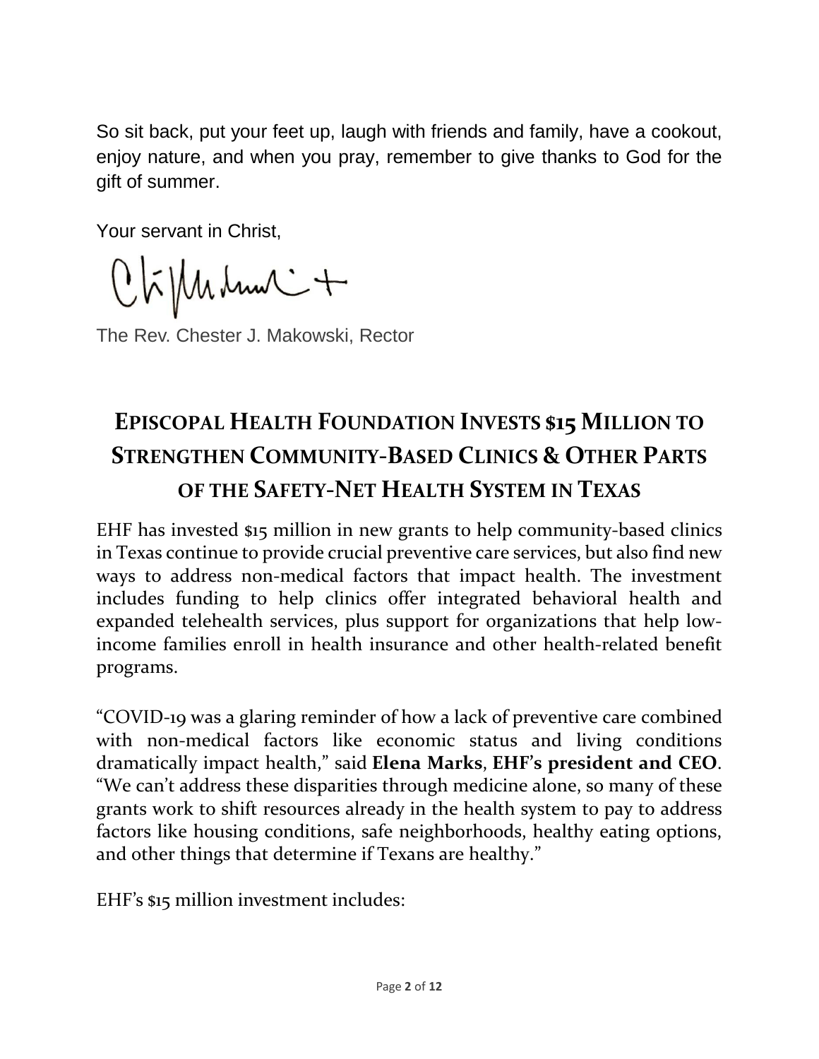So sit back, put your feet up, laugh with friends and family, have a cookout, enjoy nature, and when you pray, remember to give thanks to God for the gift of summer.

Your servant in Christ,

The Rev. Chester J. Makowski, Rector

## Episcopal Health Foundation Invests $15 Million to Strengthen Community-Based Clinics & Other Parts of the Safety-Net Health System in Texas

EHF has invested $15 million in new grants to help community-based clinics in Texas continue to provide crucial preventive care services, but also find new ways to address non-medical factors that impact health. The investment includes funding to help clinics offer integrated behavioral health and expanded telehealth services, plus support for organizations that help low-income families enroll in health insurance and other health-related benefit programs.

"COVID-19 was a glaring reminder of how a lack of preventive care combined with non-medical factors like economic status and living conditions dramatically impact health," said **Elena Marks**, **EHF's president and CEO**. "We can't address these disparities through medicine alone, so many of these grants work to shift resources already in the health system to pay to address factors like housing conditions, safe neighborhoods, healthy eating options, and other things that determine if Texans are healthy."

EHF's $15 million investment includes: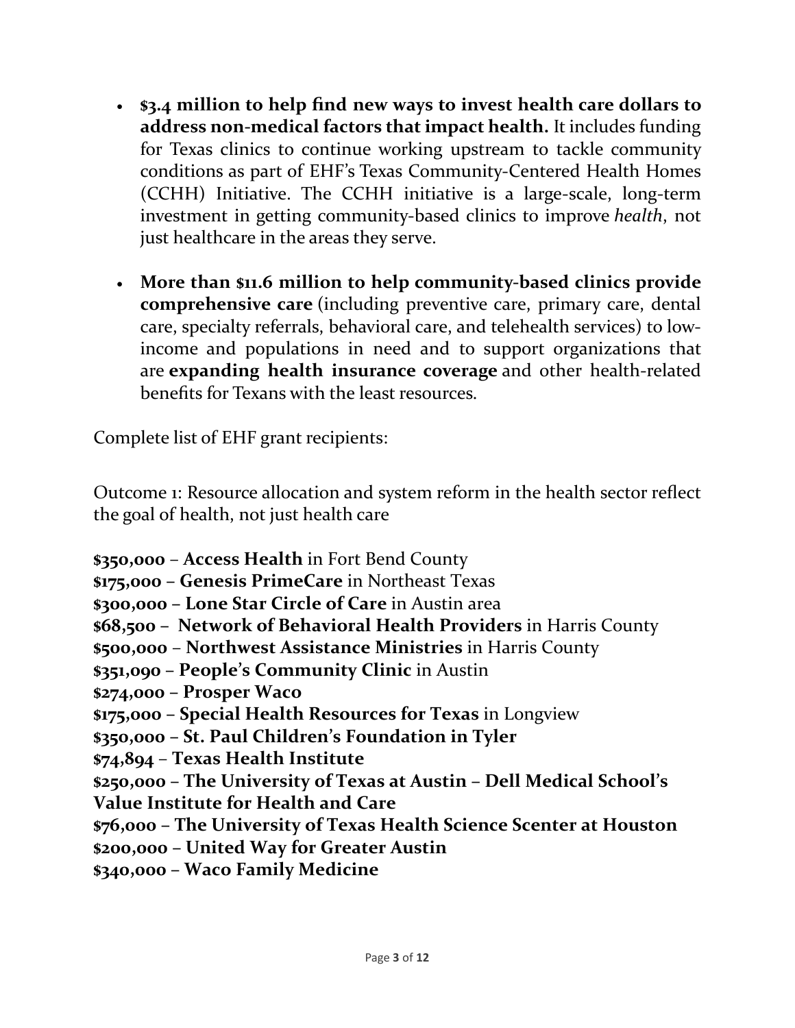- **$3.4 million to help find new ways to invest health care dollars to address non-medical factors that impact health.** It includes funding for Texas clinics to continue working upstream to tackle community conditions as part of EHF's Texas Community-Centered Health Homes (CCHH) Initiative. The CCHH initiative is a large-scale, long-term investment in getting community-based clinics to improve *health*, not just healthcare in the areas they serve.

- **More than $11.6 million to help community-based clinics provide comprehensive care** (including preventive care, primary care, dental care, specialty referrals, behavioral care, and telehealth services) to low-income and populations in need and to support organizations that are **expanding health insurance coverage** and other health-related benefits for Texans with the least resources.

Complete list of EHF grant recipients:

Outcome 1: Resource allocation and system reform in the health sector reflect the goal of health, not just health care

**$350,000** – **Access Health** in Fort Bend County
**$175,000 – Genesis PrimeCare** in Northeast Texas
**$300,000 – Lone Star Circle of Care** in Austin area
**$68,500 – Network of Behavioral Health Providers** in Harris County
**$500,000** – **Northwest Assistance Ministries** in Harris County
**$351,090 – People's Community Clinic** in Austin
**$274,000 – Prosper Waco**
**$175,000 – Special Health Resources for Texas** in Longview
**$350,000 – St. Paul Children's Foundation in Tyler**
**$74,894** – **Texas Health Institute**
**$250,000 – The University of Texas at Austin – Dell Medical School's Value Institute for Health and Care**
**$76,000 – The University of Texas Health Science Scenter at Houston**
**$200,000 – United Way for Greater Austin**
**$340,000 – Waco Family Medicine**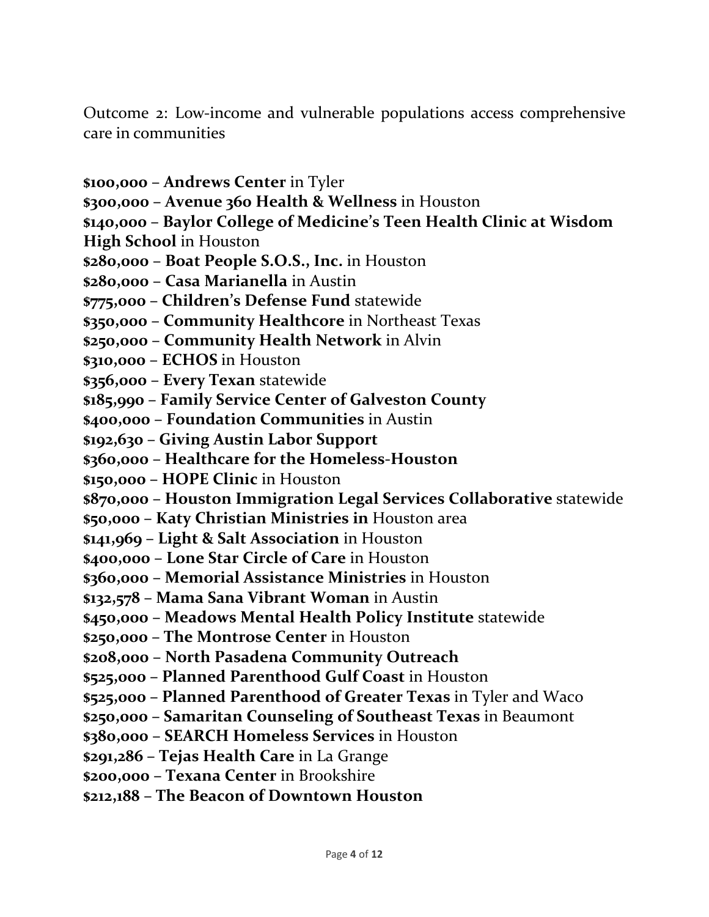Outcome 2: Low-income and vulnerable populations access comprehensive care in communities

**$100,000 – Andrews Center** in Tyler
**$300,000 – Avenue 360 Health & Wellness** in Houston
**$140,000 – Baylor College of Medicine's Teen Health Clinic at Wisdom High School** in Houston
**$280,000 – Boat People S.O.S., Inc.** in Houston
**$280,000 – Casa Marianella** in Austin
**$775,000 – Children's Defense Fund** statewide
**$350,000 – Community Healthcore** in Northeast Texas
**$250,000 – Community Health Network** in Alvin
**$310,000 – ECHOS** in Houston
**$356,000 – Every Texan** statewide
**$185,990 – Family Service Center of Galveston County**
**$400,000 – Foundation Communities** in Austin
**$192,630 – Giving Austin Labor Support**
**$360,000 – Healthcare for the Homeless-Houston**
**$150,000 – HOPE Clinic** in Houston
**$870,000 – Houston Immigration Legal Services Collaborative** statewide
**$50,000 – Katy Christian Ministries in** Houston area
**$141,969 – Light & Salt Association** in Houston
**$400,000 – Lone Star Circle of Care** in Houston
**$360,000 – Memorial Assistance Ministries** in Houston
**$132,578 – Mama Sana Vibrant Woman** in Austin
**$450,000 – Meadows Mental Health Policy Institute** statewide
**$250,000 – The Montrose Center** in Houston
**$208,000 – North Pasadena Community Outreach**
**$525,000 – Planned Parenthood Gulf Coast** in Houston
**$525,000 – Planned Parenthood of Greater Texas** in Tyler and Waco
**$250,000 – Samaritan Counseling of Southeast Texas** in Beaumont
**$380,000 – SEARCH Homeless Services** in Houston
**$291,286 – Tejas Health Care** in La Grange
**$200,000 – Texana Center** in Brookshire
**$212,188 – The Beacon of Downtown Houston**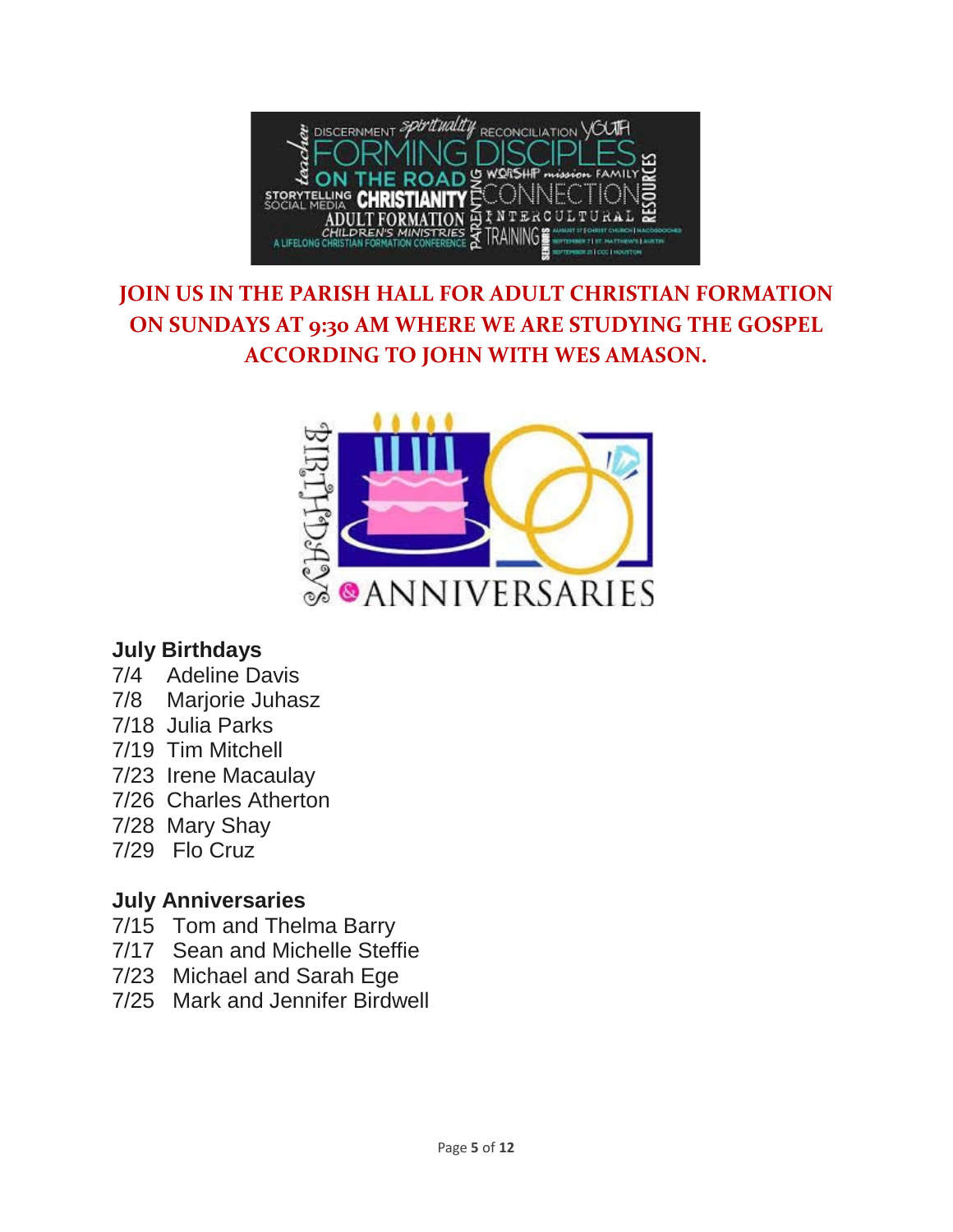**JOIN US IN THE PARISH HALL FOR ADULT CHRISTIAN FORMATION ON SUNDAYS AT 9:30 AM WHERE WE ARE STUDYING THE GOSPEL ACCORDING TO JOHN WITH WES AMASON.**

### July Birthdays

7/4 Adeline Davis
7/8 Marjorie Juhasz
7/18 Julia Parks
7/19 Tim Mitchell
7/23 Irene Macaulay
7/26 Charles Atherton
7/28 Mary Shay
7/29 Flo Cruz

### July Anniversaries

7/15 Tom and Thelma Barry
7/17 Sean and Michelle Steffie
7/23 Michael and Sarah Ege
7/25 Mark and Jennifer Birdwell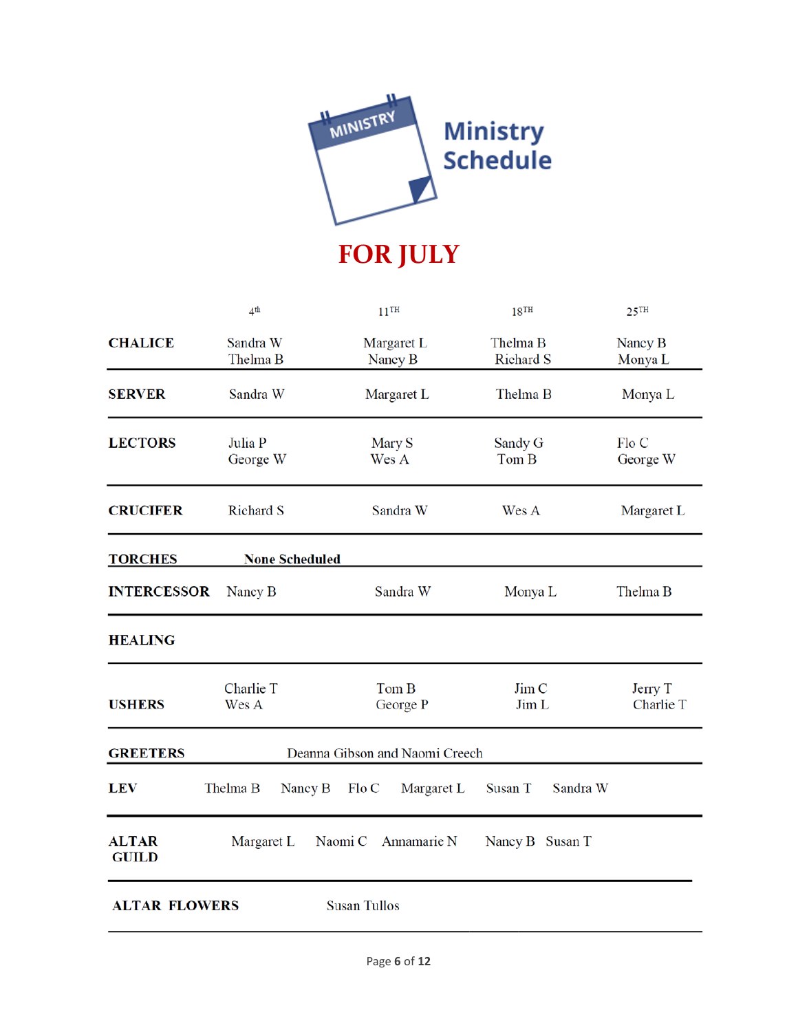# Ministry Schedule

## FOR JULY

| | 4th | 11TH | 18TH | 25TH |
|---|---|---|---|---|
| **CHALICE** | Sandra W<br>Thelma B | Margaret L<br>Nancy B | Thelma B<br>Richard S | Nancy B<br>Monya L |
| **SERVER** | Sandra W | Margaret L | Thelma B | Monya L |
| **LECTORS** | Julia P<br>George W | Mary S<br>Wes A | Sandy G<br>Tom B | Flo C<br>George W |
| **CRUCIFER** | Richard S | Sandra W | Wes A | Margaret L |
| **TORCHES** | None Scheduled | | | |
| **INTERCESSOR** | Nancy B | Sandra W | Monya L | Thelma B |
| **HEALING** | | | | |
| **USHERS** | Charlie T<br>Wes A | Tom B<br>George P | Jim C<br>Jim L | Jerry T<br>Charlie T |
| **GREETERS** | Deanna Gibson and Naomi Creech | | | |
| **LEV** | Thelma B, Nancy B, Flo C, Margaret L, Susan T, Sandra W | | | |
| **ALTAR GUILD** | Margaret L, Naomi C, Annamarie N, Nancy B, Susan T | | | |
| **ALTAR FLOWERS** | Susan Tullos | | | |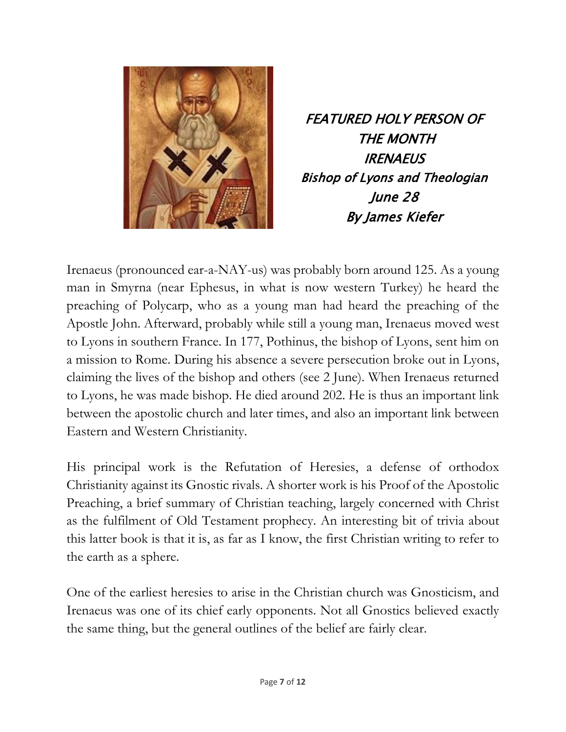# *FEATURED HOLY PERSON OF THE MONTH*

## *IRENAEUS*

### *Bishop of Lyons and Theologian*

### *June 28*

### *By James Kiefer*

Irenaeus (pronounced ear-a-NAY-us) was probably born around 125. As a young man in Smyrna (near Ephesus, in what is now western Turkey) he heard the preaching of Polycarp, who as a young man had heard the preaching of the Apostle John. Afterward, probably while still a young man, Irenaeus moved west to Lyons in southern France. In 177, Pothinus, the bishop of Lyons, sent him on a mission to Rome. During his absence a severe persecution broke out in Lyons, claiming the lives of the bishop and others (see 2 June). When Irenaeus returned to Lyons, he was made bishop. He died around 202. He is thus an important link between the apostolic church and later times, and also an important link between Eastern and Western Christianity.

His principal work is the Refutation of Heresies, a defense of orthodox Christianity against its Gnostic rivals. A shorter work is his Proof of the Apostolic Preaching, a brief summary of Christian teaching, largely concerned with Christ as the fulfilment of Old Testament prophecy. An interesting bit of trivia about this latter book is that it is, as far as I know, the first Christian writing to refer to the earth as a sphere.

One of the earliest heresies to arise in the Christian church was Gnosticism, and Irenaeus was one of its chief early opponents. Not all Gnostics believed exactly the same thing, but the general outlines of the belief are fairly clear.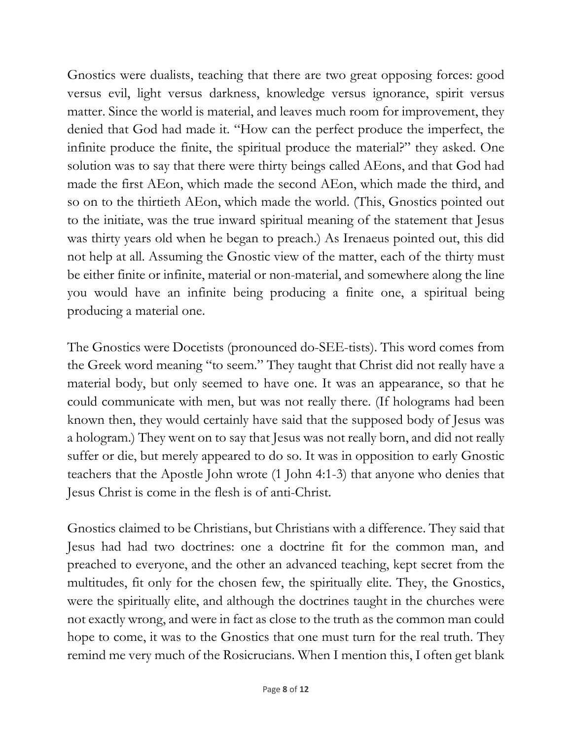Gnostics were dualists, teaching that there are two great opposing forces: good versus evil, light versus darkness, knowledge versus ignorance, spirit versus matter. Since the world is material, and leaves much room for improvement, they denied that God had made it. "How can the perfect produce the imperfect, the infinite produce the finite, the spiritual produce the material?" they asked. One solution was to say that there were thirty beings called AEons, and that God had made the first AEon, which made the second AEon, which made the third, and so on to the thirtieth AEon, which made the world. (This, Gnostics pointed out to the initiate, was the true inward spiritual meaning of the statement that Jesus was thirty years old when he began to preach.) As Irenaeus pointed out, this did not help at all. Assuming the Gnostic view of the matter, each of the thirty must be either finite or infinite, material or non-material, and somewhere along the line you would have an infinite being producing a finite one, a spiritual being producing a material one.

The Gnostics were Docetists (pronounced do-SEE-tists). This word comes from the Greek word meaning "to seem." They taught that Christ did not really have a material body, but only seemed to have one. It was an appearance, so that he could communicate with men, but was not really there. (If holograms had been known then, they would certainly have said that the supposed body of Jesus was a hologram.) They went on to say that Jesus was not really born, and did not really suffer or die, but merely appeared to do so. It was in opposition to early Gnostic teachers that the Apostle John wrote (1 John 4:1-3) that anyone who denies that Jesus Christ is come in the flesh is of anti-Christ.

Gnostics claimed to be Christians, but Christians with a difference. They said that Jesus had had two doctrines: one a doctrine fit for the common man, and preached to everyone, and the other an advanced teaching, kept secret from the multitudes, fit only for the chosen few, the spiritually elite. They, the Gnostics, were the spiritually elite, and although the doctrines taught in the churches were not exactly wrong, and were in fact as close to the truth as the common man could hope to come, it was to the Gnostics that one must turn for the real truth. They remind me very much of the Rosicrucians. When I mention this, I often get blank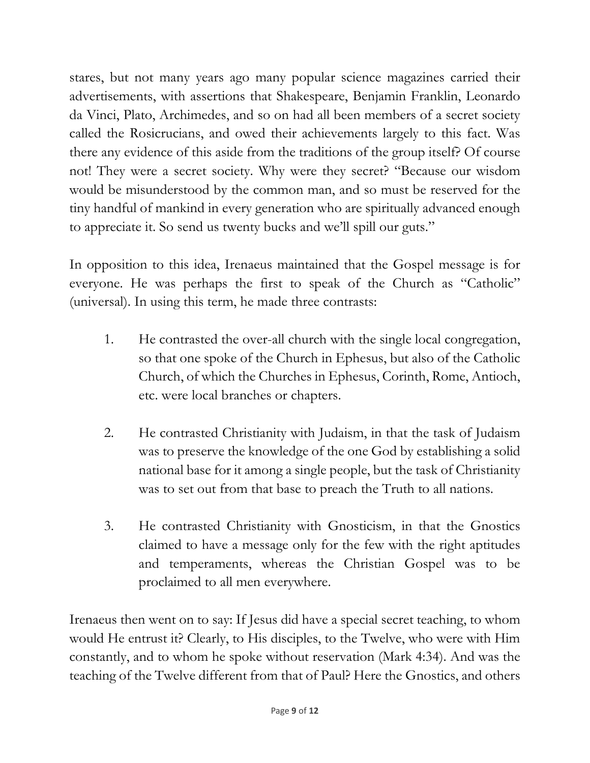stares, but not many years ago many popular science magazines carried their advertisements, with assertions that Shakespeare, Benjamin Franklin, Leonardo da Vinci, Plato, Archimedes, and so on had all been members of a secret society called the Rosicrucians, and owed their achievements largely to this fact. Was there any evidence of this aside from the traditions of the group itself? Of course not! They were a secret society. Why were they secret? "Because our wisdom would be misunderstood by the common man, and so must be reserved for the tiny handful of mankind in every generation who are spiritually advanced enough to appreciate it. So send us twenty bucks and we'll spill our guts."

In opposition to this idea, Irenaeus maintained that the Gospel message is for everyone. He was perhaps the first to speak of the Church as "Catholic" (universal). In using this term, he made three contrasts:

1. He contrasted the over-all church with the single local congregation, so that one spoke of the Church in Ephesus, but also of the Catholic Church, of which the Churches in Ephesus, Corinth, Rome, Antioch, etc. were local branches or chapters.

2. He contrasted Christianity with Judaism, in that the task of Judaism was to preserve the knowledge of the one God by establishing a solid national base for it among a single people, but the task of Christianity was to set out from that base to preach the Truth to all nations.

3. He contrasted Christianity with Gnosticism, in that the Gnostics claimed to have a message only for the few with the right aptitudes and temperaments, whereas the Christian Gospel was to be proclaimed to all men everywhere.

Irenaeus then went on to say: If Jesus did have a special secret teaching, to whom would He entrust it? Clearly, to His disciples, to the Twelve, who were with Him constantly, and to whom he spoke without reservation (Mark 4:34). And was the teaching of the Twelve different from that of Paul? Here the Gnostics, and others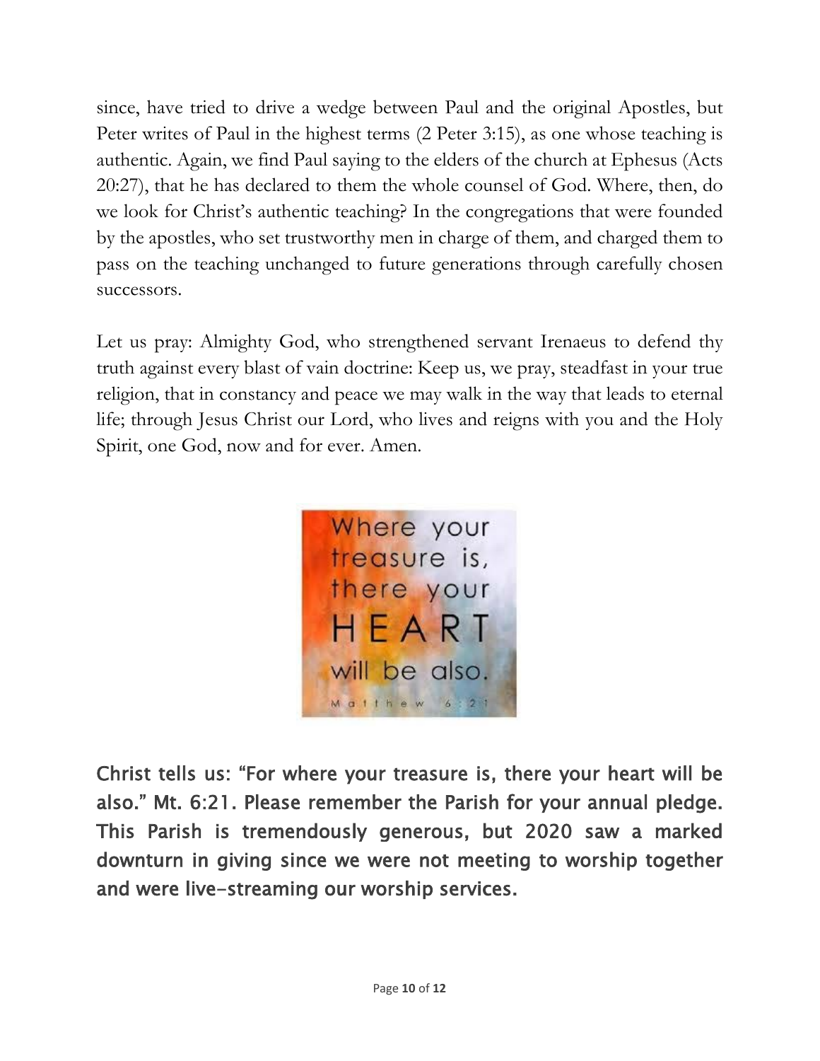since, have tried to drive a wedge between Paul and the original Apostles, but Peter writes of Paul in the highest terms (2 Peter 3:15), as one whose teaching is authentic. Again, we find Paul saying to the elders of the church at Ephesus (Acts 20:27), that he has declared to them the whole counsel of God. Where, then, do we look for Christ's authentic teaching? In the congregations that were founded by the apostles, who set trustworthy men in charge of them, and charged them to pass on the teaching unchanged to future generations through carefully chosen successors.

Let us pray: Almighty God, who strengthened servant Irenaeus to defend thy truth against every blast of vain doctrine: Keep us, we pray, steadfast in your true religion, that in constancy and peace we may walk in the way that leads to eternal life; through Jesus Christ our Lord, who lives and reigns with you and the Holy Spirit, one God, now and for ever. Amen.

Where your treasure is, there your HEART will be also. Matthew 6:21

**Christ tells us: "For where your treasure is, there your heart will be also." Mt. 6:21. Please remember the Parish for your annual pledge. This Parish is tremendously generous, but 2020 saw a marked downturn in giving since we were not meeting to worship together and were live-streaming our worship services.**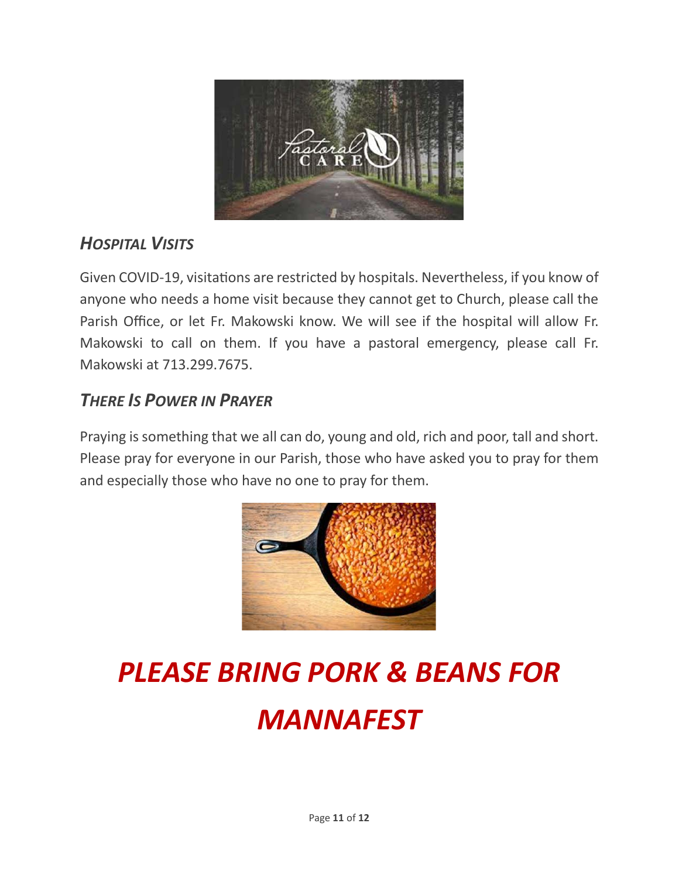### *Hospital Visits*

Given COVID-19, visitations are restricted by hospitals. Nevertheless, if you know of anyone who needs a home visit because they cannot get to Church, please call the Parish Office, or let Fr. Makowski know. We will see if the hospital will allow Fr. Makowski to call on them. If you have a pastoral emergency, please call Fr. Makowski at 713.299.7675.

### *There Is Power in Prayer*

Praying is something that we all can do, young and old, rich and poor, tall and short. Please pray for everyone in our Parish, those who have asked you to pray for them and especially those who have no one to pray for them.

# *PLEASE BRING PORK & BEANS FOR MANNAFEST*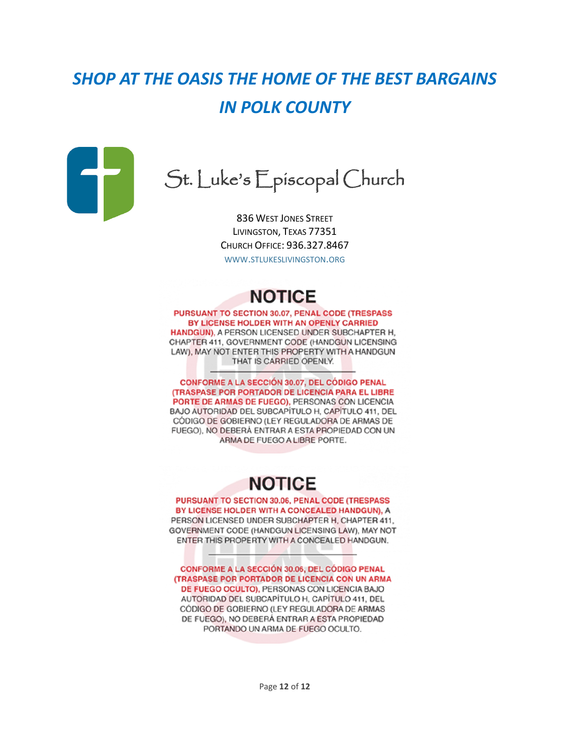## *SHOP AT THE OASIS THE HOME OF THE BEST BARGAINS IN POLK COUNTY*

# St. Luke's Episcopal Church

836 West Jones Street
Livingston, Texas 77351
Church Office: 936.327.8467
WWW.STLUKESLIVINGSTON.ORG

## NOTICE

**PURSUANT TO SECTION 30.07, PENAL CODE (TRESPASS BY LICENSE HOLDER WITH AN OPENLY CARRIED HANDGUN),** A PERSON LICENSED UNDER SUBCHAPTER H, CHAPTER 411, GOVERNMENT CODE (HANDGUN LICENSING LAW), MAY NOT ENTER THIS PROPERTY WITH A HANDGUN THAT IS CARRIED OPENLY.

**CONFORME A LA SECCIÓN 30.07, DEL CÓDIGO PENAL (TRASPASE POR PORTADOR DE LICENCIA PARA EL LIBRE PORTE DE ARMAS DE FUEGO),** PERSONAS CON LICENCIA BAJO AUTORIDAD DEL SUBCAPÍTULO H, CAPÍTULO 411, DEL CÓDIGO DE GOBIERNO (LEY REGULADORA DE ARMAS DE FUEGO), NO DEBERÁ ENTRAR A ESTA PROPIEDAD CON UN ARMA DE FUEGO A LIBRE PORTE.

## NOTICE

**PURSUANT TO SECTION 30.06, PENAL CODE (TRESPASS BY LICENSE HOLDER WITH A CONCEALED HANDGUN),** A PERSON LICENSED UNDER SUBCHAPTER H, CHAPTER 411, GOVERNMENT CODE (HANDGUN LICENSING LAW), MAY NOT ENTER THIS PROPERTY WITH A CONCEALED HANDGUN.

**CONFORME A LA SECCIÓN 30.06, DEL CÓDIGO PENAL (TRASPASE POR PORTADOR DE LICENCIA CON UN ARMA DE FUEGO OCULTO),** PERSONAS CON LICENCIA BAJO AUTORIDAD DEL SUBCAPÍTULO H, CAPÍTULO 411, DEL CÓDIGO DE GOBIERNO (LEY REGULADORA DE ARMAS DE FUEGO), NO DEBERÁ ENTRAR A ESTA PROPIEDAD PORTANDO UN ARMA DE FUEGO OCULTO.